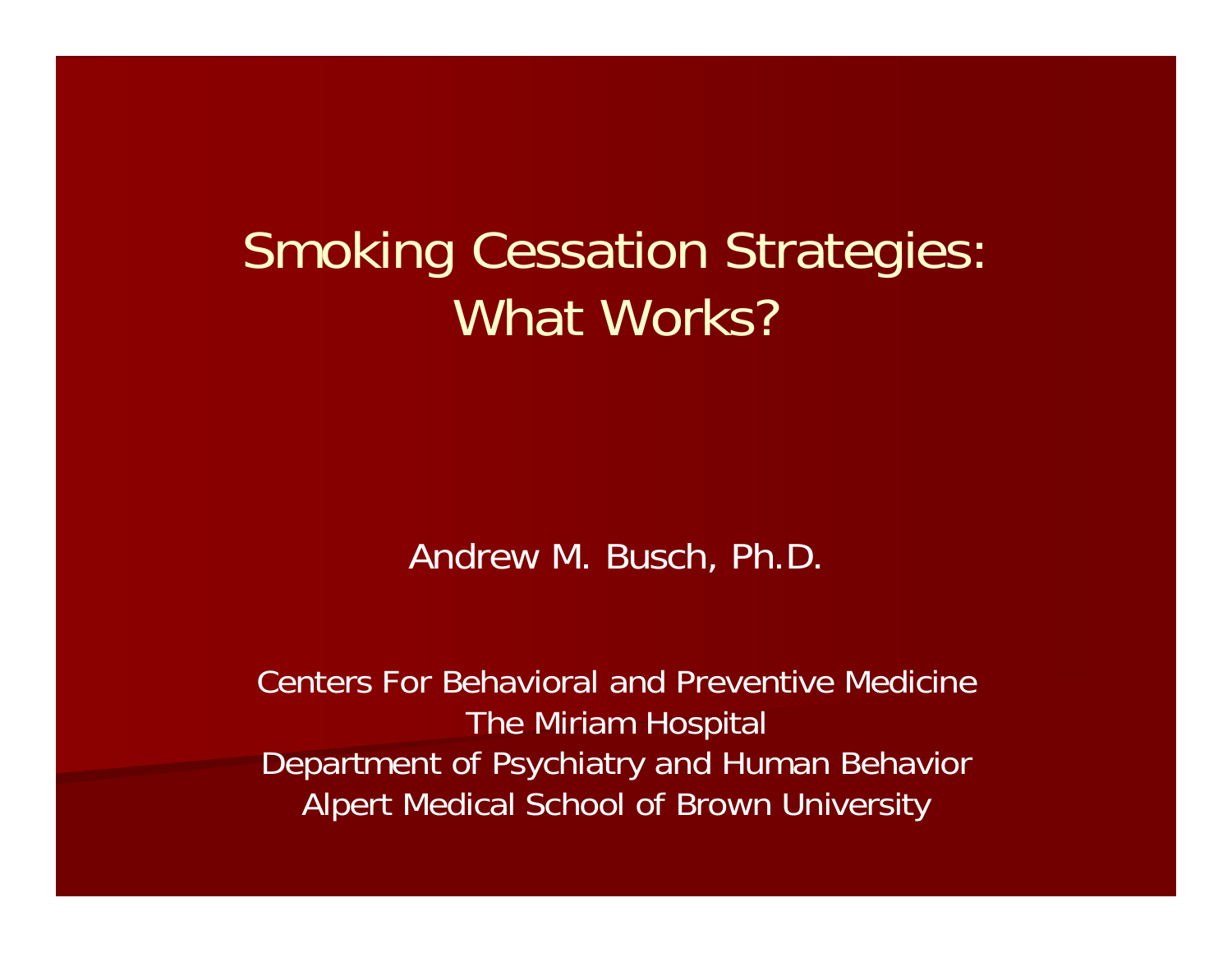# Smoking Cessation Strategies: What Works?

Andrew M. Busch, Ph.D.

Centers For Behavioral and Preventive Medicine
The Miriam Hospital
Department of Psychiatry and Human Behavior
Alpert Medical School of Brown University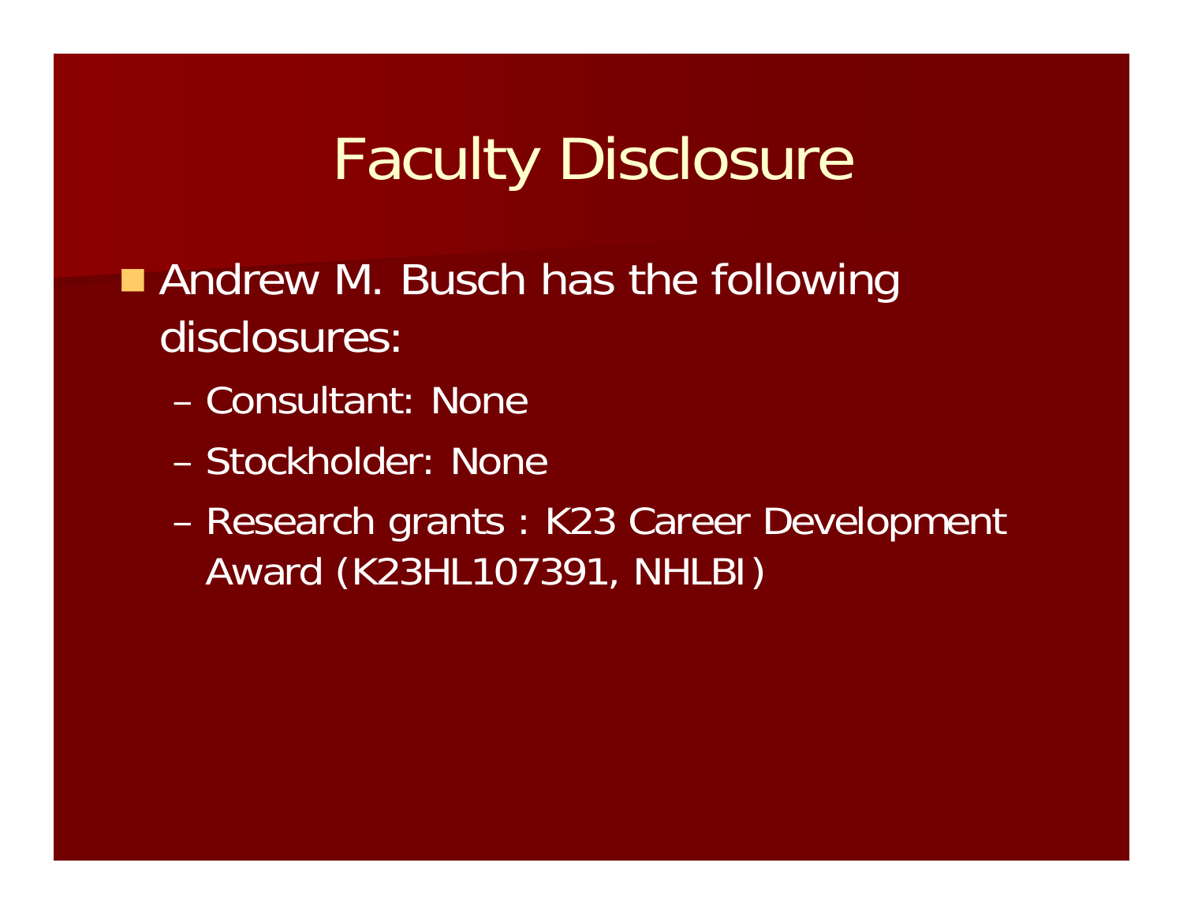# Faculty Disclosure

- Andrew M. Busch has the following disclosures:
  - Consultant: None
  - Stockholder: None
  - Research grants : K23 Career Development Award (K23HL107391, NHLBI)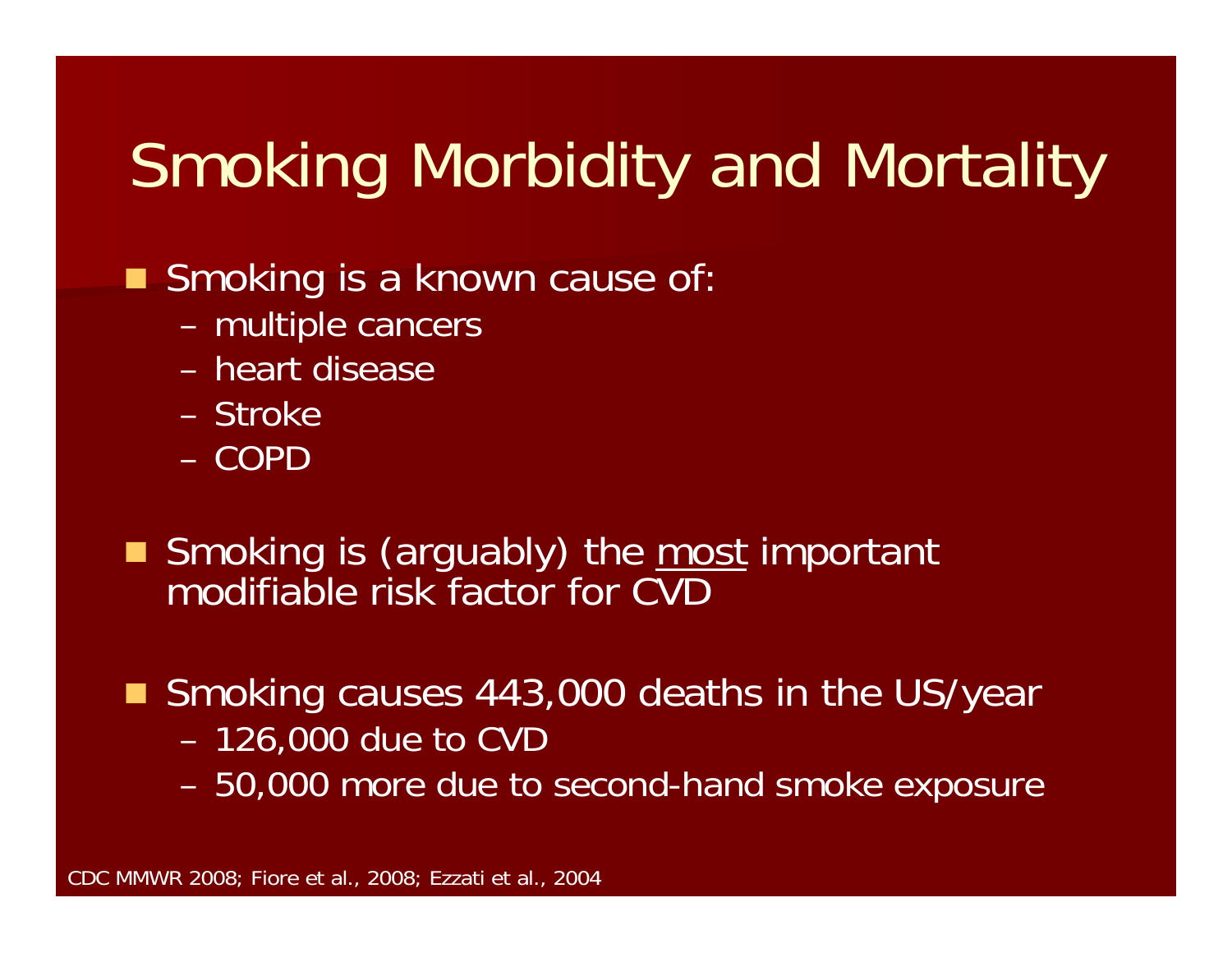# Smoking Morbidity and Mortality

- Smoking is a known cause of:
  - multiple cancers
  - heart disease
  - Stroke
  - COPD

- Smoking is (arguably) the <u>most</u> important modifiable risk factor for CVD

- Smoking causes 443,000 deaths in the US/year
  - 126,000 due to CVD
  - 50,000 more due to second-hand smoke exposure

CDC MMWR 2008; Fiore et al., 2008; Ezzati et al., 2004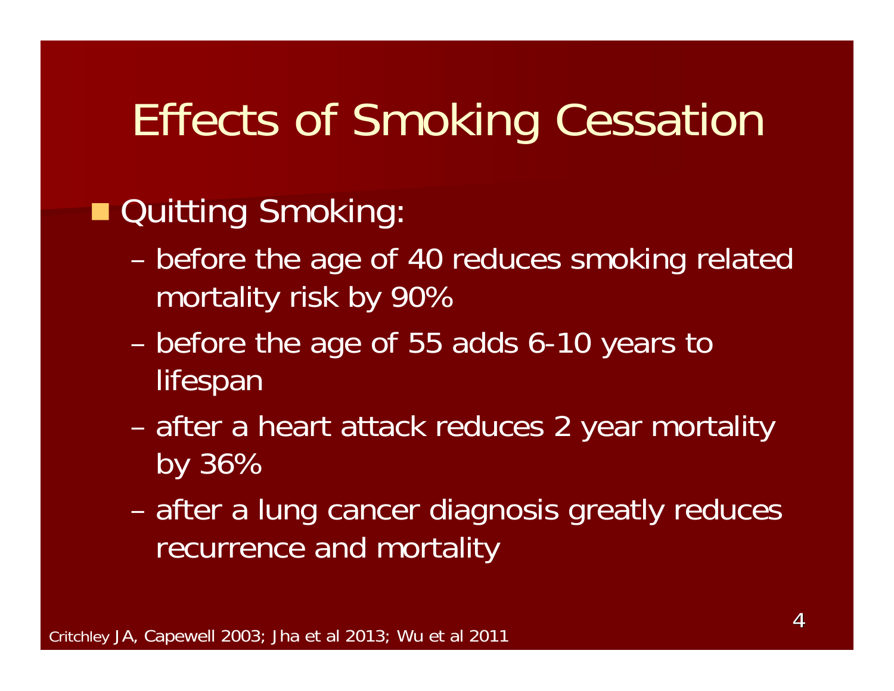# Effects of Smoking Cessation

- Quitting Smoking:
  - before the age of 40 reduces smoking related mortality risk by 90%
  - before the age of 55 adds 6-10 years to lifespan
  - after a heart attack reduces 2 year mortality by 36%
  - after a lung cancer diagnosis greatly reduces recurrence and mortality

Critchley JA, Capewell 2003; Jha et al 2013; Wu et al 2011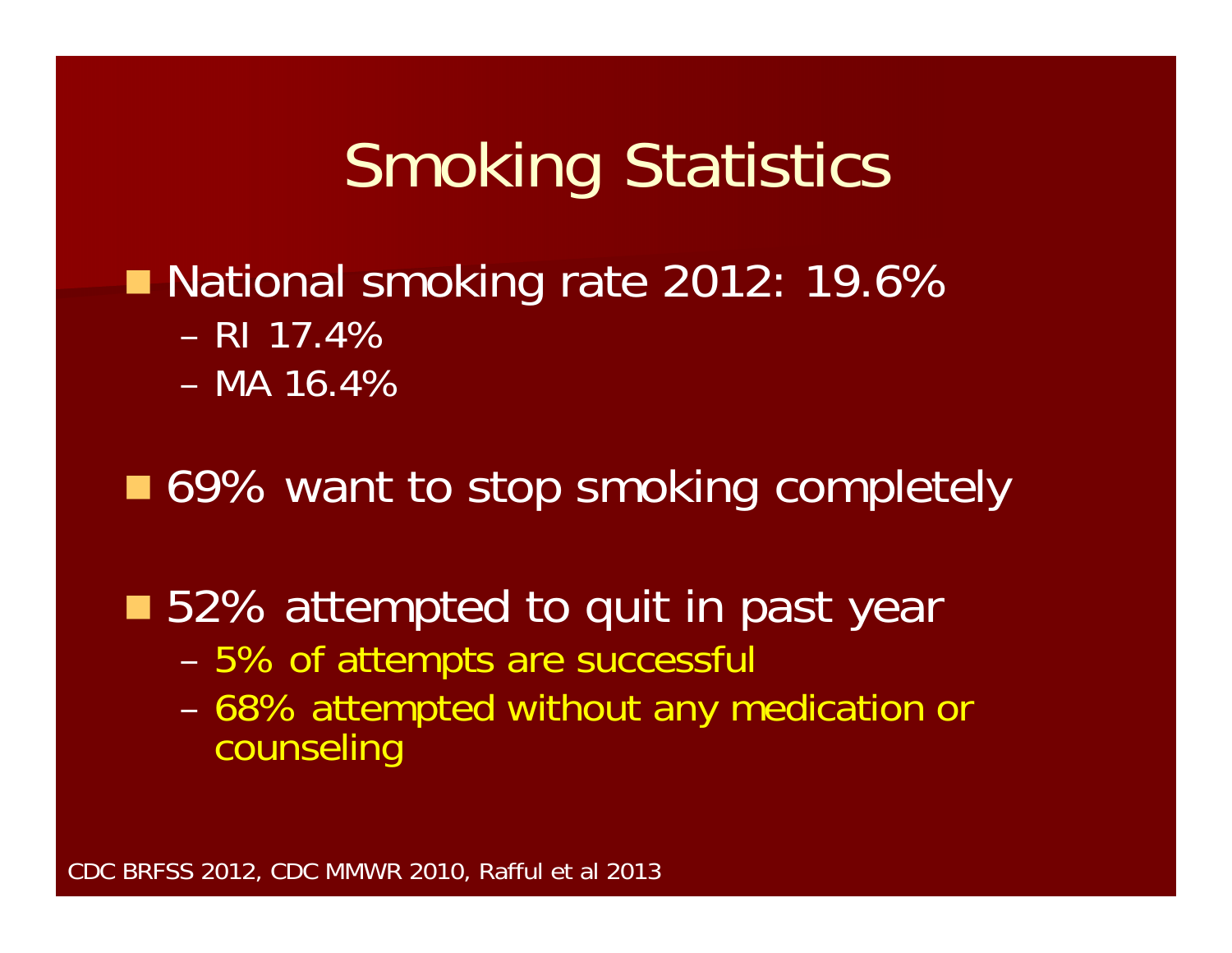# Smoking Statistics

- National smoking rate 2012: 19.6%
  - RI 17.4%
  - MA 16.4%
- 69% want to stop smoking completely
- 52% attempted to quit in past year
  - 5% of attempts are successful
  - 68% attempted without any medication or counseling

CDC BRFSS 2012, CDC MMWR 2010, Rafful et al 2013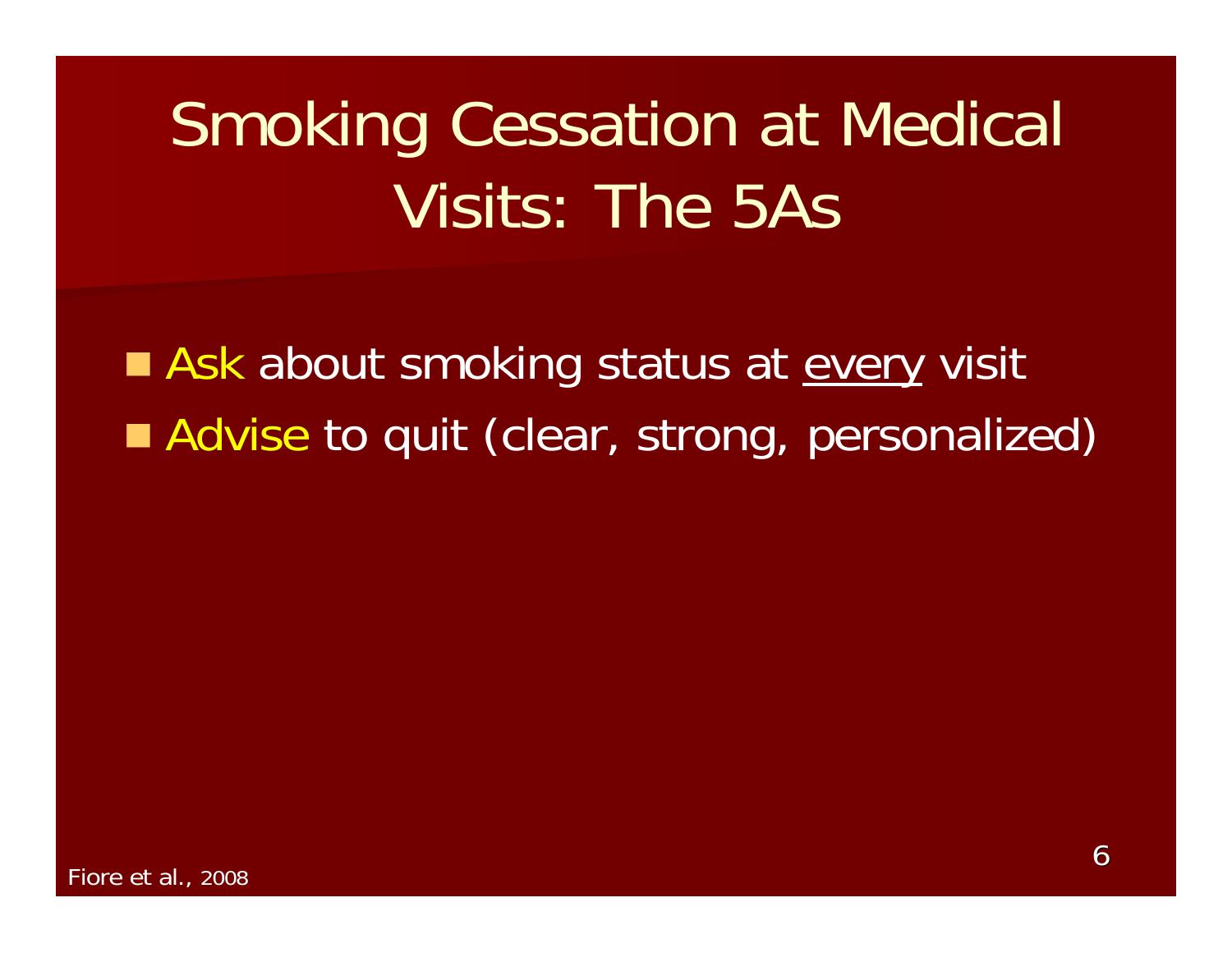# Smoking Cessation at Medical Visits: The 5As

- Ask about smoking status at <u>every</u> visit
- Advise to quit (clear, strong, personalized)

Fiore et al., 2008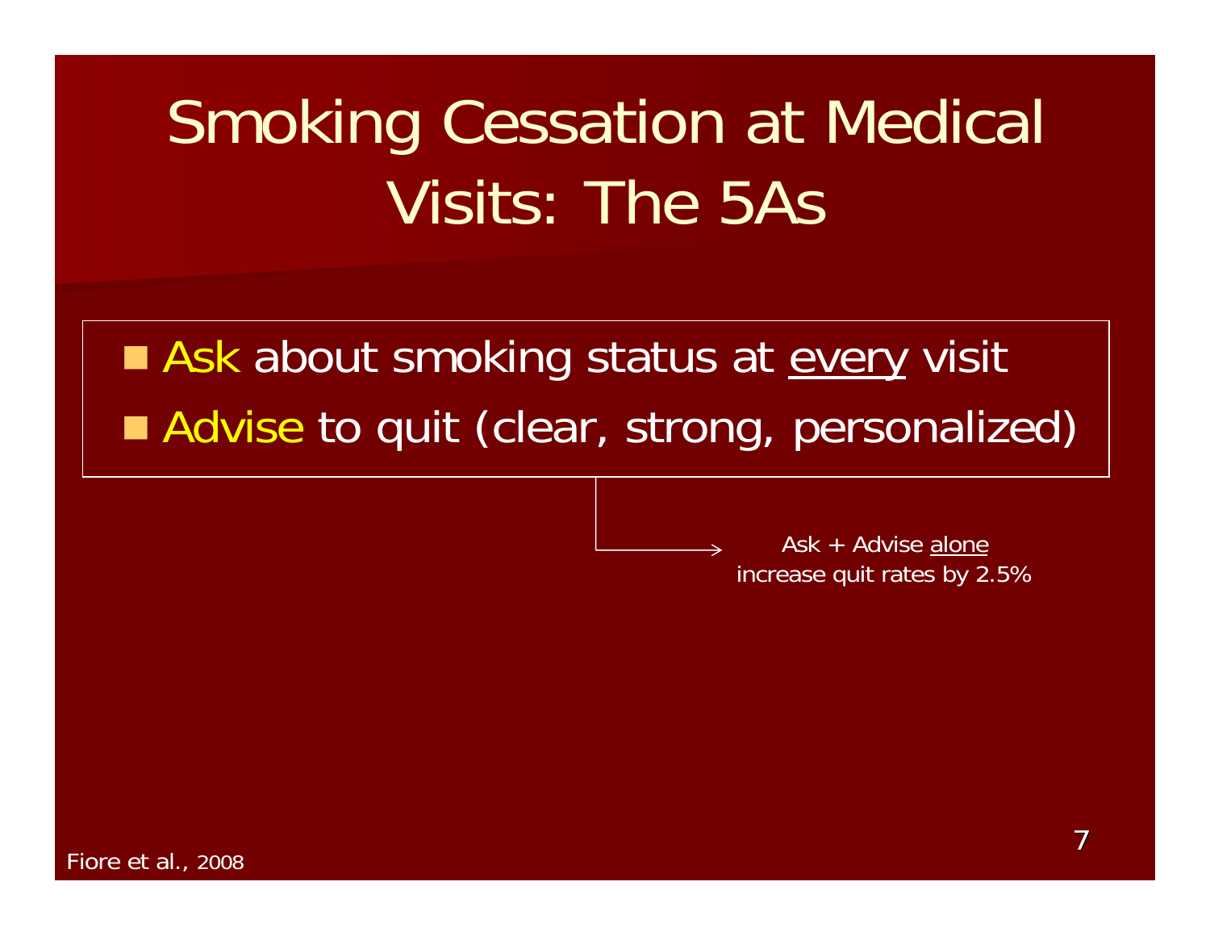# Smoking Cessation at Medical Visits: The 5As

- Ask about smoking status at <u>every</u> visit
- Advise to quit (clear, strong, personalized)

Ask + Advise <u>alone</u> increase quit rates by 2.5%

Fiore et al., 2008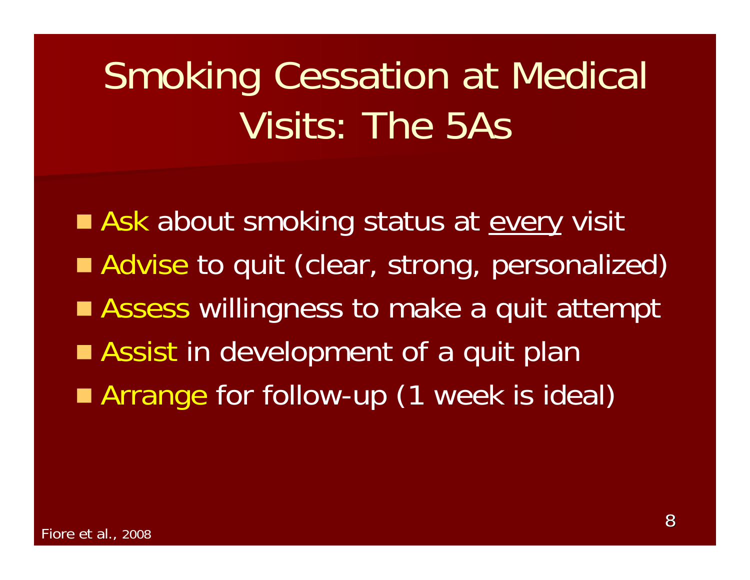# Smoking Cessation at Medical Visits: The 5As

- Ask about smoking status at <u>every</u> visit
- Advise to quit (clear, strong, personalized)
- Assess willingness to make a quit attempt
- Assist in development of a quit plan
- Arrange for follow-up (1 week is ideal)

Fiore et al., 2008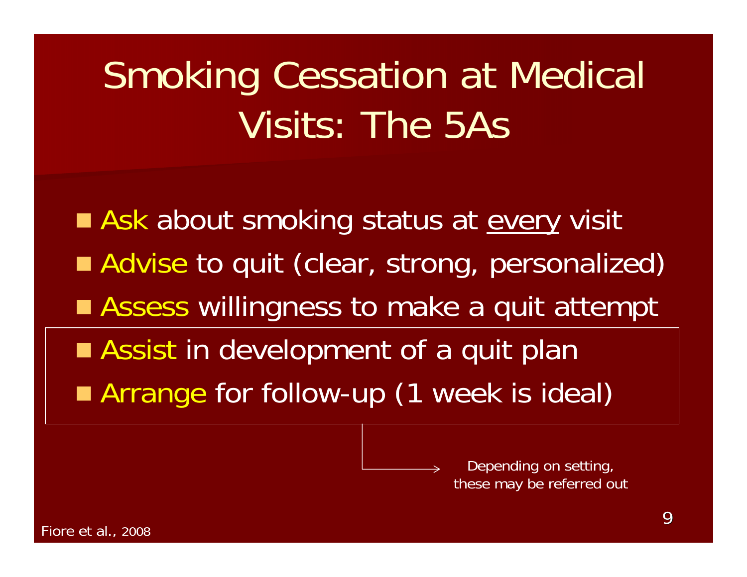# Smoking Cessation at Medical Visits: The 5As

- **Ask** about smoking status at <u>every</u> visit
- **Advise** to quit (clear, strong, personalized)
- **Assess** willingness to make a quit attempt
- **Assist** in development of a quit plan
- **Arrange** for follow-up (1 week is ideal)

Depending on setting, these may be referred out

Fiore et al., 2008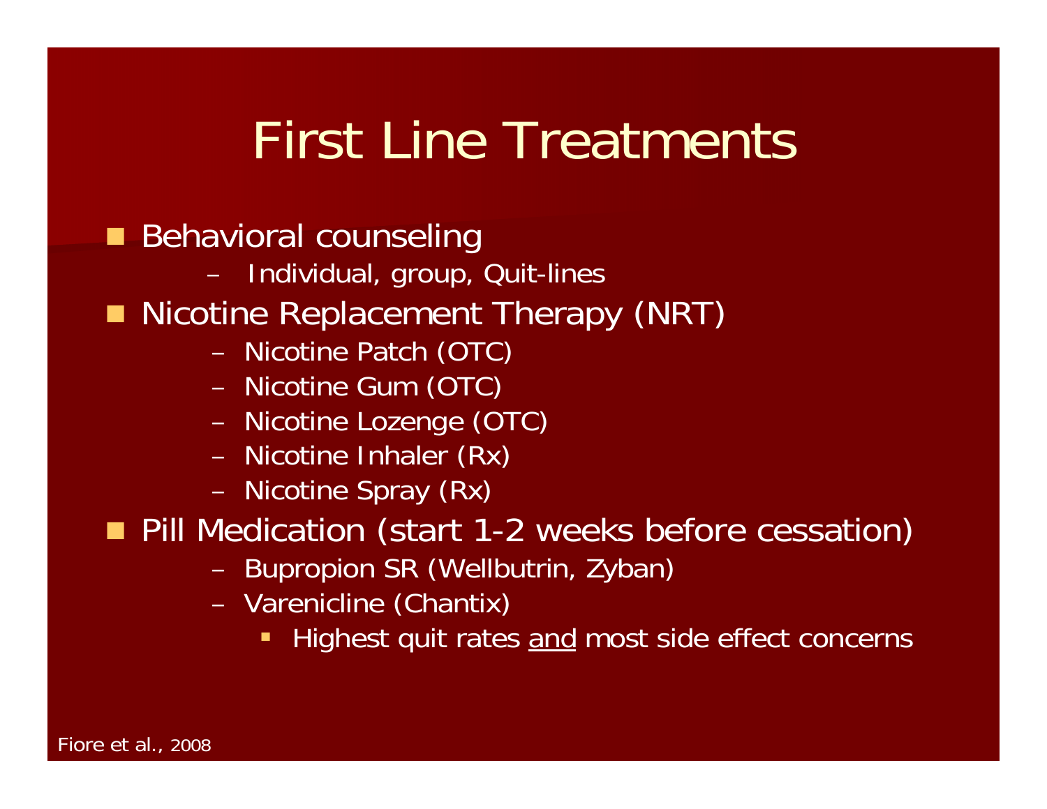# First Line Treatments

- Behavioral counseling
  - Individual, group, Quit-lines
- Nicotine Replacement Therapy (NRT)
  - Nicotine Patch (OTC)
  - Nicotine Gum (OTC)
  - Nicotine Lozenge (OTC)
  - Nicotine Inhaler (Rx)
  - Nicotine Spray (Rx)
- Pill Medication (start 1-2 weeks before cessation)
  - Bupropion SR (Wellbutrin, Zyban)
  - Varenicline (Chantix)
    - Highest quit rates <u>and</u> most side effect concerns

Fiore et al., 2008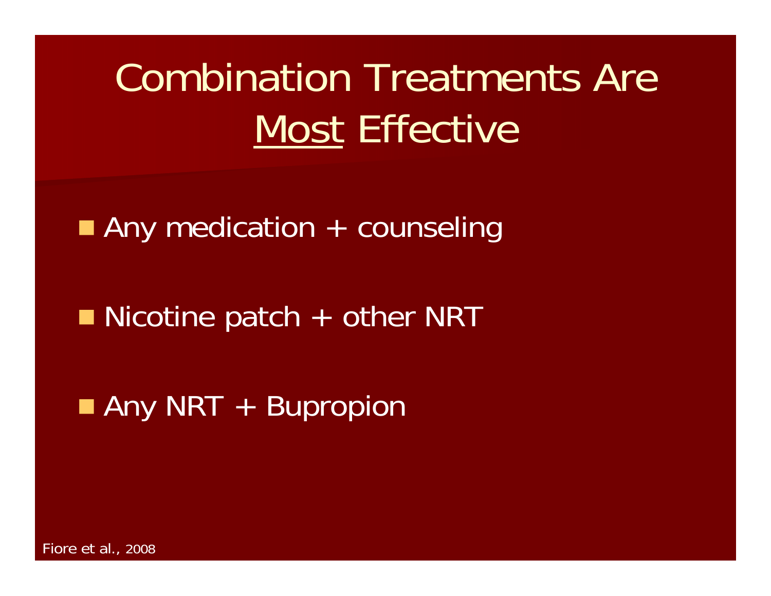# Combination Treatments Are <u>Most</u> Effective

- Any medication + counseling
- Nicotine patch + other NRT
- Any NRT + Bupropion

Fiore et al., 2008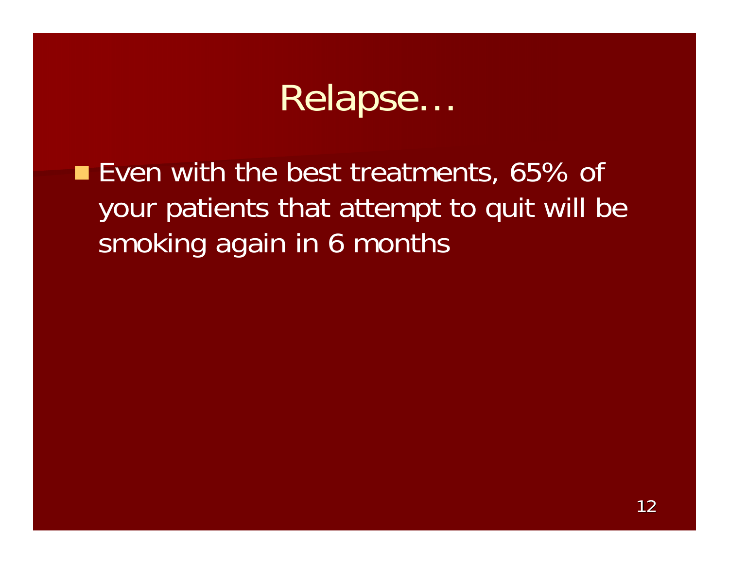# Relapse…

- Even with the best treatments, 65% of your patients that attempt to quit will be smoking again in 6 months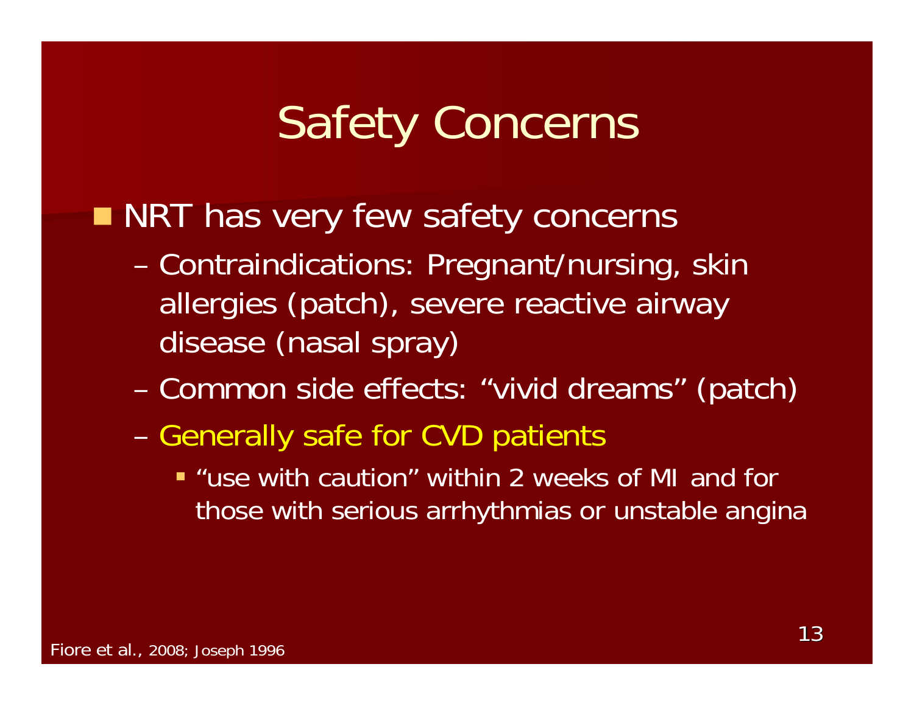# Safety Concerns

- NRT has very few safety concerns
  - Contraindications: Pregnant/nursing, skin allergies (patch), severe reactive airway disease (nasal spray)
  - Common side effects: "vivid dreams" (patch)
  - Generally safe for CVD patients
    - "use with caution" within 2 weeks of MI and for those with serious arrhythmias or unstable angina

Fiore et al., 2008; Joseph 1996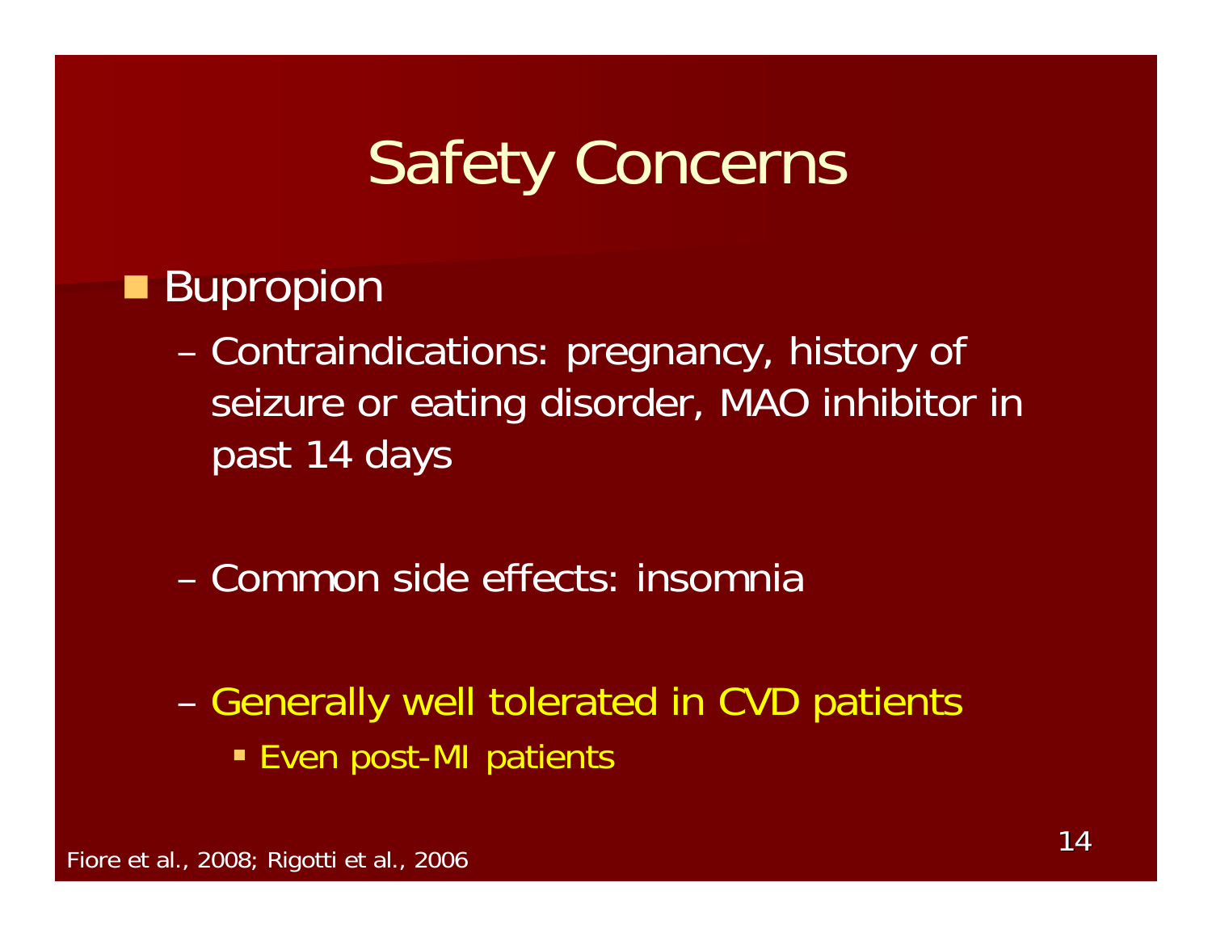# Safety Concerns

- Bupropion
  - Contraindications: pregnancy, history of seizure or eating disorder, MAO inhibitor in past 14 days
  - Common side effects: insomnia
  - Generally well tolerated in CVD patients
    - Even post-MI patients

Fiore et al., 2008; Rigotti et al., 2006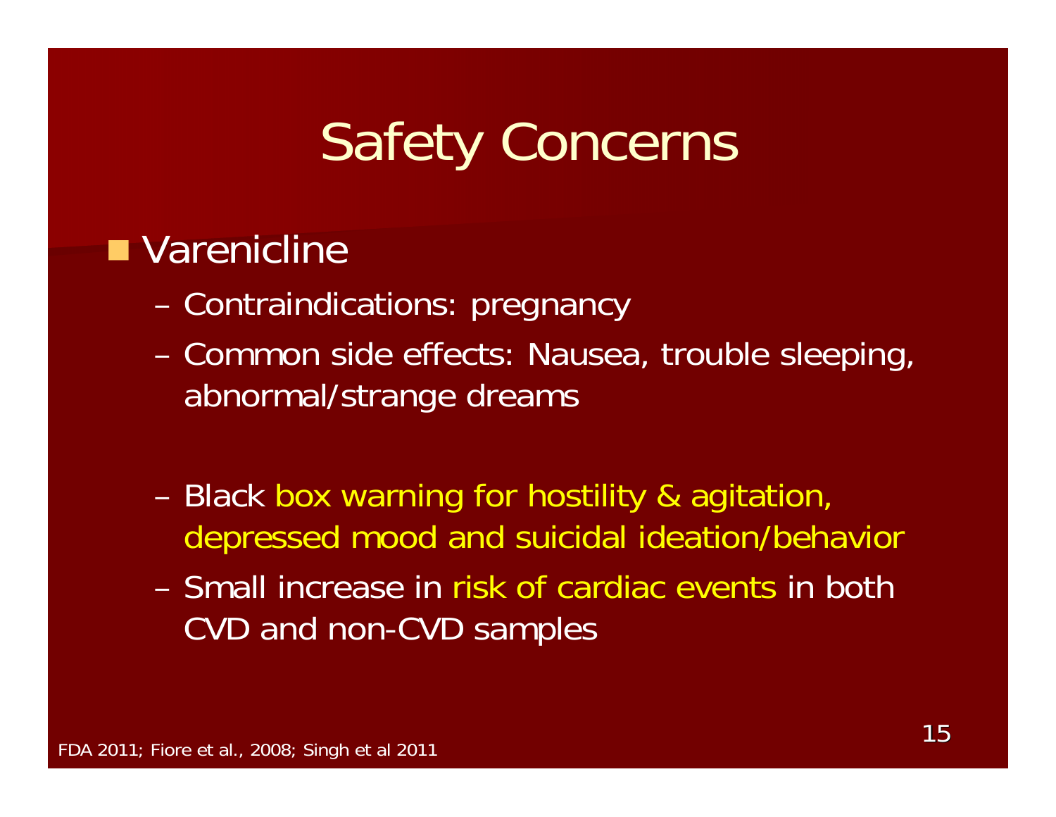# Safety Concerns

- Varenicline
  - Contraindications: pregnancy
  - Common side effects: Nausea, trouble sleeping, abnormal/strange dreams
  - Black box warning for hostility & agitation, depressed mood and suicidal ideation/behavior
  - Small increase in risk of cardiac events in both CVD and non-CVD samples

FDA 2011; Fiore et al., 2008; Singh et al 2011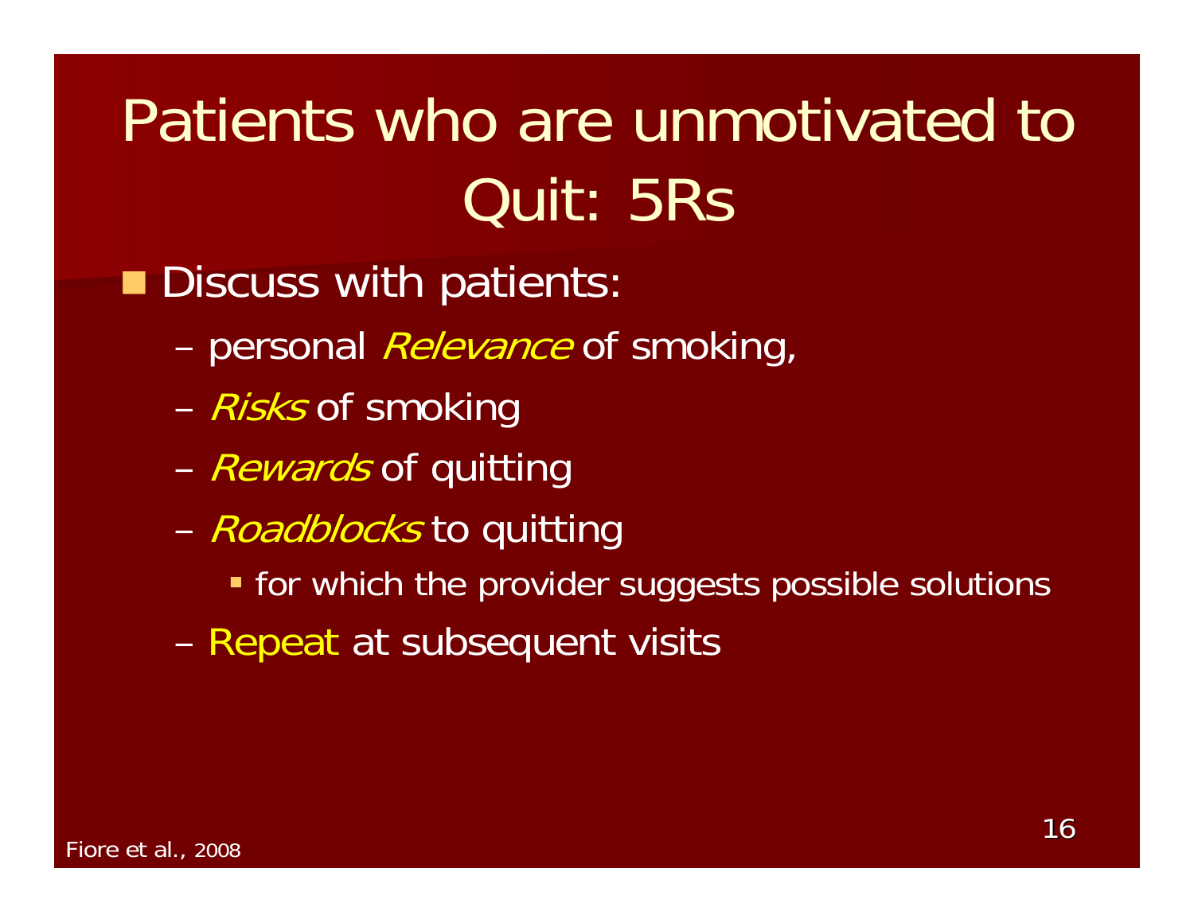# Patients who are unmotivated to Quit: 5Rs

- Discuss with patients:
  - personal *Relevance* of smoking,
  - *Risks* of smoking
  - *Rewards* of quitting
  - *Roadblocks* to quitting
    - for which the provider suggests possible solutions
  - Repeat at subsequent visits

Fiore et al., 2008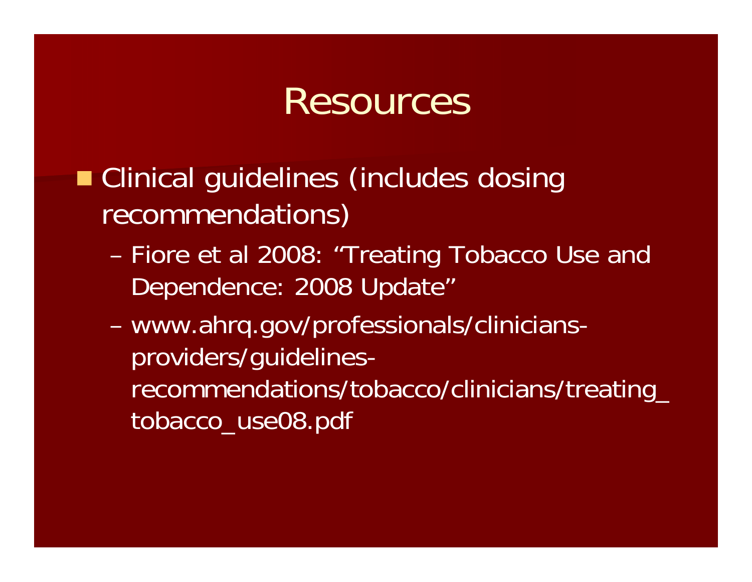# Resources

- Clinical guidelines (includes dosing recommendations)
  - Fiore et al 2008: "Treating Tobacco Use and Dependence: 2008 Update"
  - www.ahrq.gov/professionals/clinicians-providers/guidelines-recommendations/tobacco/clinicians/treating_tobacco_use08.pdf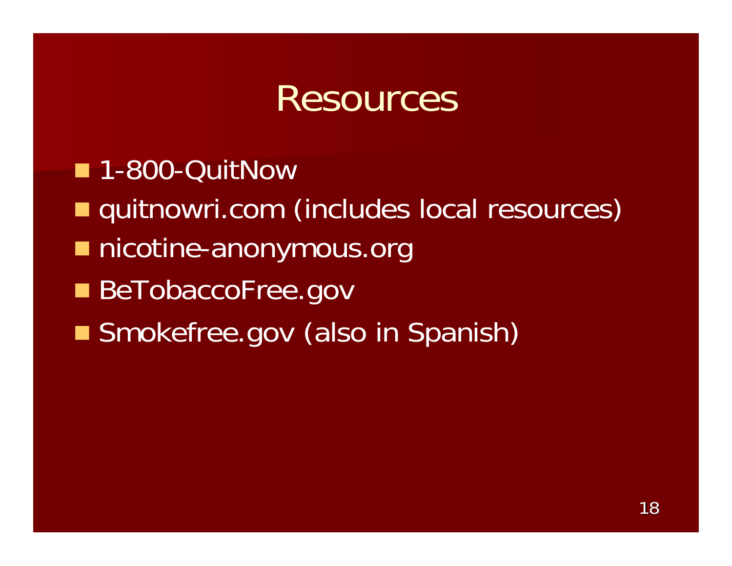# Resources

- 1-800-QuitNow
- quitnowri.com (includes local resources)
- nicotine-anonymous.org
- BeTobaccoFree.gov
- Smokefree.gov (also in Spanish)